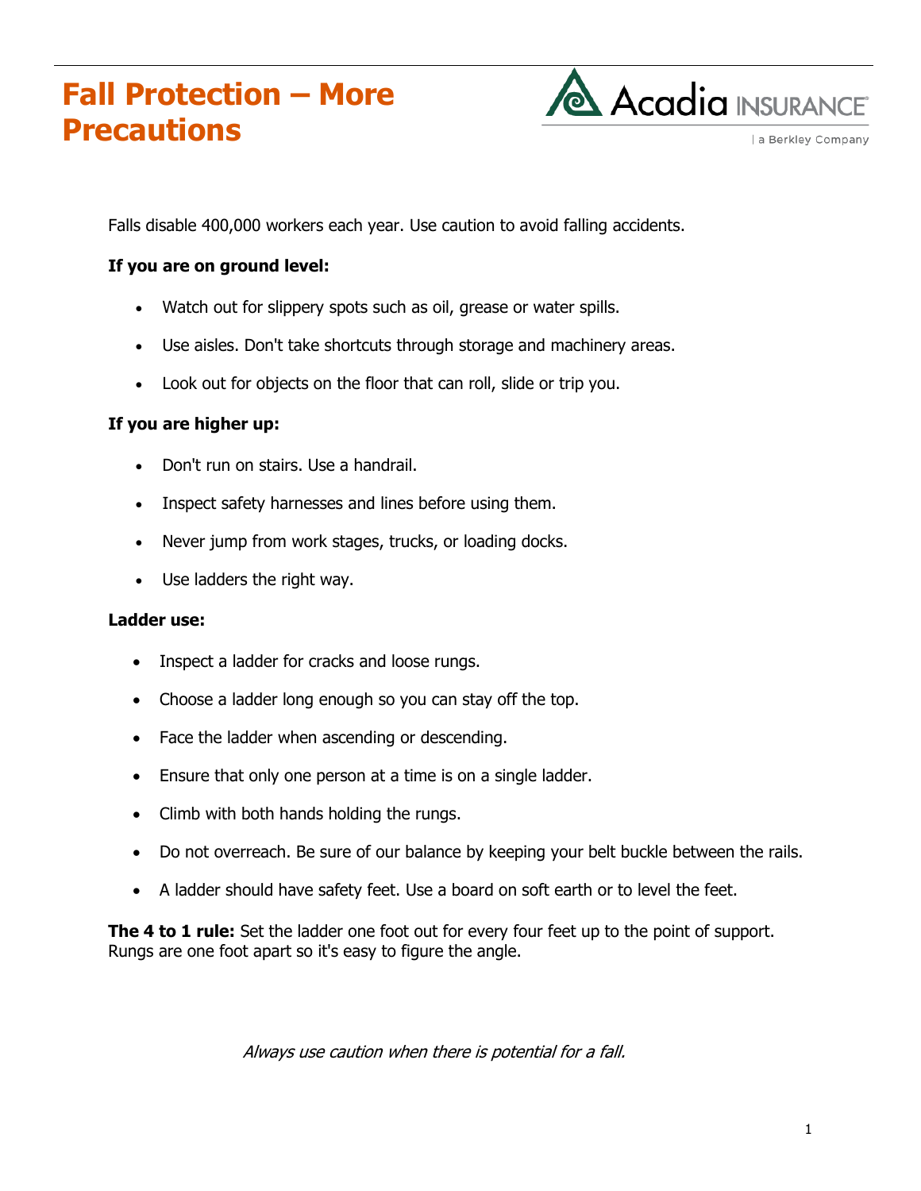# Fall Protection – More Precautions

Acadia INSURANCE
| a Berkley Company

Falls disable 400,000 workers each year. Use caution to avoid falling accidents.

**If you are on ground level:**

- Watch out for slippery spots such as oil, grease or water spills.
- Use aisles. Don't take shortcuts through storage and machinery areas.
- Look out for objects on the floor that can roll, slide or trip you.

**If you are higher up:**

- Don't run on stairs. Use a handrail.
- Inspect safety harnesses and lines before using them.
- Never jump from work stages, trucks, or loading docks.
- Use ladders the right way.

**Ladder use:**

- Inspect a ladder for cracks and loose rungs.
- Choose a ladder long enough so you can stay off the top.
- Face the ladder when ascending or descending.
- Ensure that only one person at a time is on a single ladder.
- Climb with both hands holding the rungs.
- Do not overreach. Be sure of our balance by keeping your belt buckle between the rails.
- A ladder should have safety feet. Use a board on soft earth or to level the feet.

**The 4 to 1 rule:** Set the ladder one foot out for every four feet up to the point of support. Rungs are one foot apart so it's easy to figure the angle.

*Always use caution when there is potential for a fall.*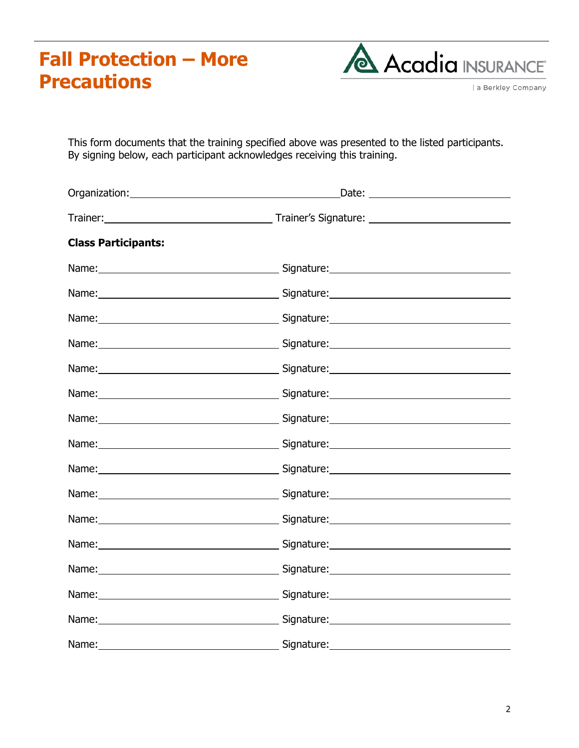# Fall Protection – More Precautions

Acadia INSURANCE | a Berkley Company

This form documents that the training specified above was presented to the listed participants. By signing below, each participant acknowledges receiving this training.

Organization: ______________________________ Date: ____________________

Trainer: ______________________________ Trainer's Signature: ____________________

**Class Participants:**

Name: ______________________________ Signature: ______________________________

Name: ______________________________ Signature: ______________________________

Name: ______________________________ Signature: ______________________________

Name: ______________________________ Signature: ______________________________

Name: ______________________________ Signature: ______________________________

Name: ______________________________ Signature: ______________________________

Name: ______________________________ Signature: ______________________________

Name: ______________________________ Signature: ______________________________

Name: ______________________________ Signature: ______________________________

Name: ______________________________ Signature: ______________________________

Name: ______________________________ Signature: ______________________________

Name: ______________________________ Signature: ______________________________

Name: ______________________________ Signature: ______________________________

Name: ______________________________ Signature: ______________________________

Name: ______________________________ Signature: ______________________________

Name: ______________________________ Signature: ______________________________